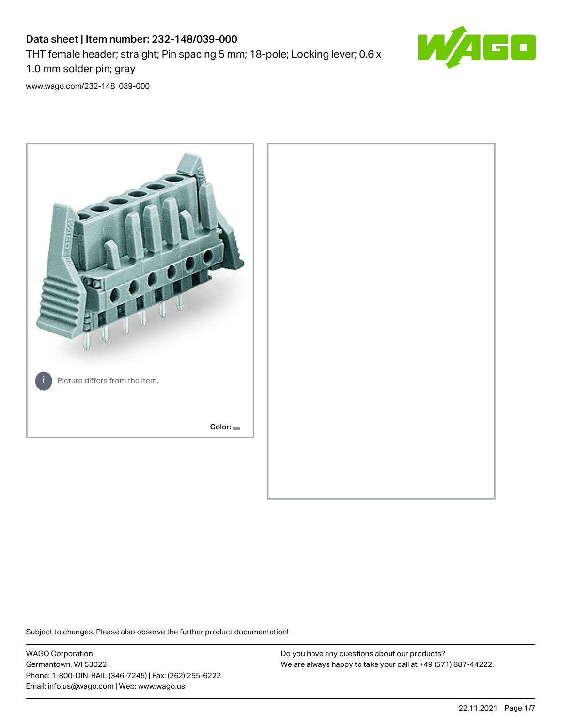# Data sheet | Item number: 232-148/039-000

THT female header; straight; Pin spacing 5 mm; 18-pole; Locking lever; 0.6 x 1.0 mm solder pin; gray

[www.wago.com/232-148_039-000](www.wago.com/232-148_039-000)

Picture differs from the item.

Color:

Subject to changes. Please also observe the further product documentation!

WAGO Corporation
Germantown, WI 53022
Phone: 1-800-DIN-RAIL (346-7245) | Fax: (262) 255-6222
Email: info.us@wago.com | Web: www.wago.us

Do you have any questions about our products?
We are always happy to take your call at +49 (571) 887-44222.

22.11.2021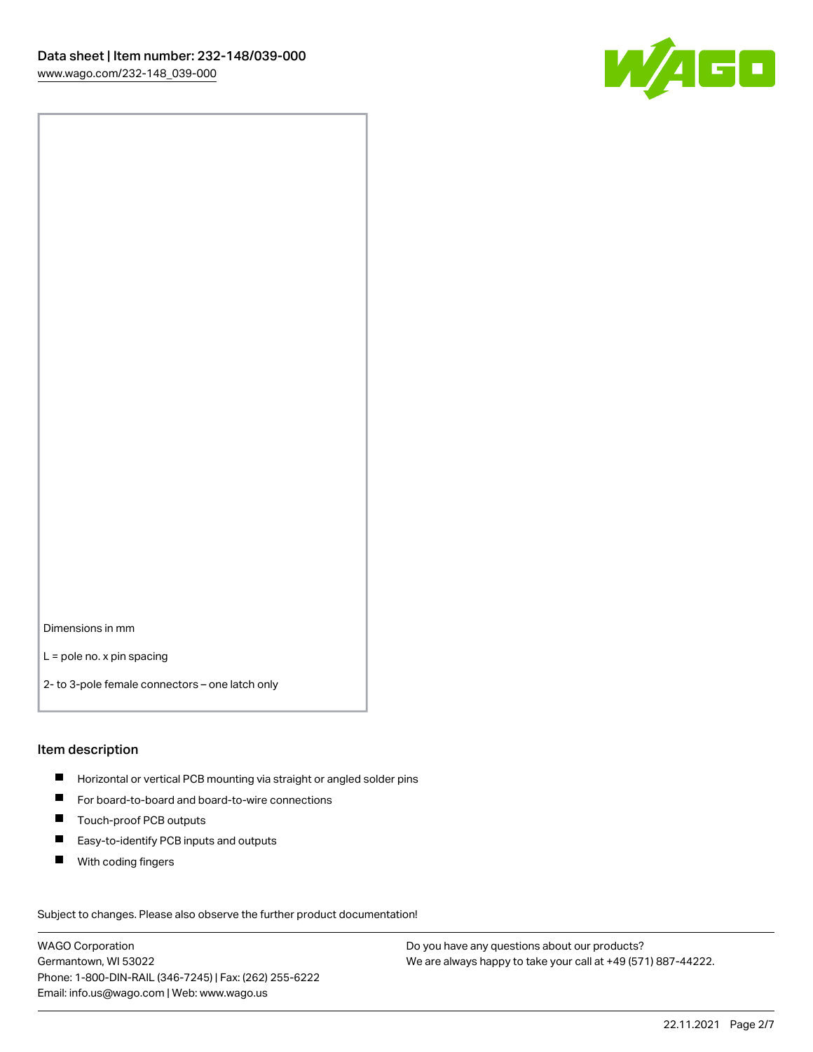Dimensions in mm

L = pole no. x pin spacing

2- to 3-pole female connectors – one latch only

## Item description

- Horizontal or vertical PCB mounting via straight or angled solder pins
- For board-to-board and board-to-wire connections
- Touch-proof PCB outputs
- Easy-to-identify PCB inputs and outputs
- With coding fingers

Subject to changes. Please also observe the further product documentation!

WAGO Corporation
Germantown, WI 53022
Phone: 1-800-DIN-RAIL (346-7245) | Fax: (262) 255-6222
Email: info.us@wago.com | Web: www.wago.us

Do you have any questions about our products?
We are always happy to take your call at +49 (571) 887-44222.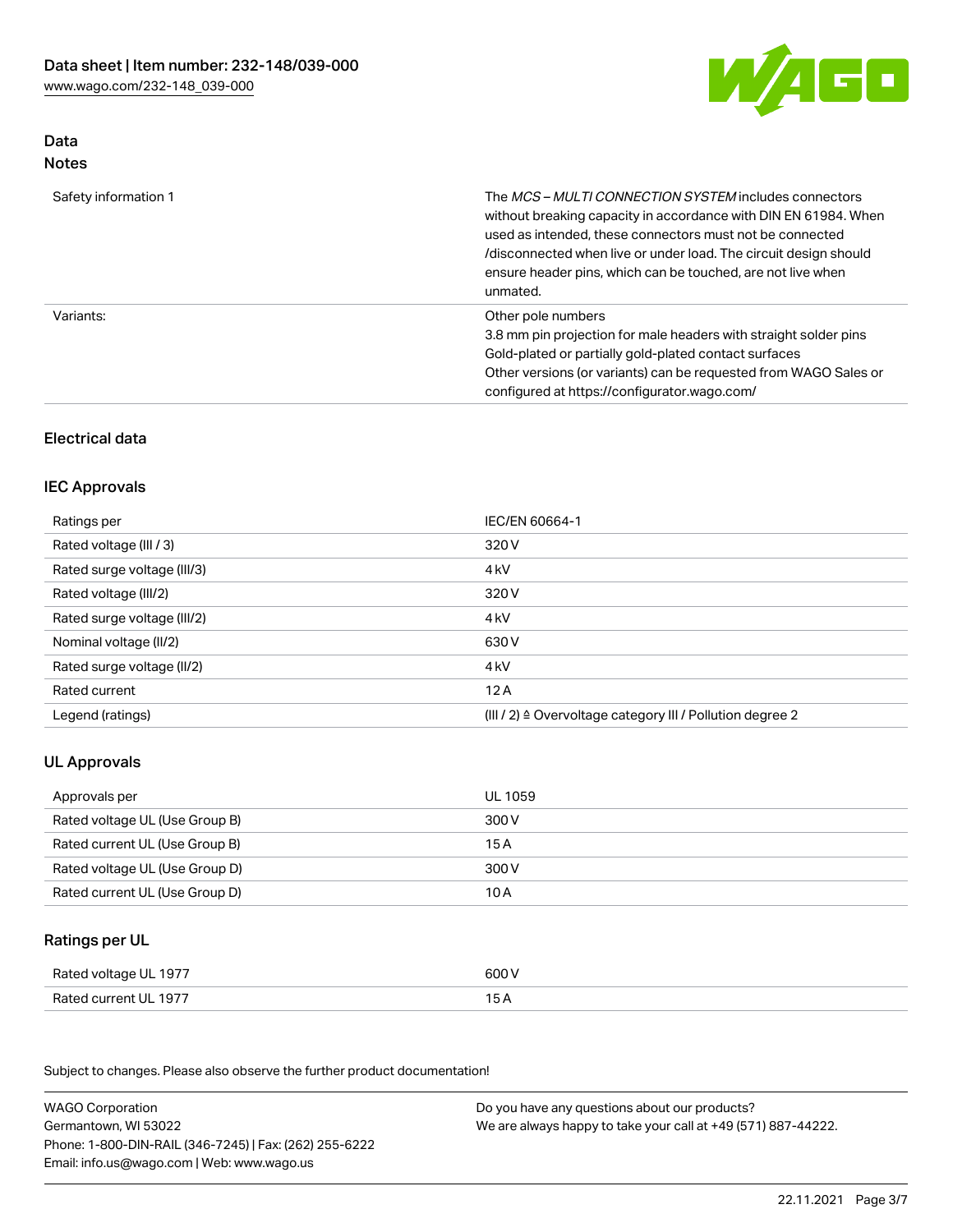## Data

### Notes

| | |
|---|---|
| Safety information 1 | The *MCS – MULTI CONNECTION SYSTEM* includes connectors without breaking capacity in accordance with DIN EN 61984. When used as intended, these connectors must not be connected /disconnected when live or under load. The circuit design should ensure header pins, which can be touched, are not live when unmated. |
| Variants: | Other pole numbers<br>3.8 mm pin projection for male headers with straight solder pins<br>Gold-plated or partially gold-plated contact surfaces<br>Other versions (or variants) can be requested from WAGO Sales or configured at https://configurator.wago.com/ |

## Electrical data

### IEC Approvals

| | |
|---|---|
| Ratings per | IEC/EN 60664-1 |
| Rated voltage (III / 3) | 320 V |
| Rated surge voltage (III/3) | 4 kV |
| Rated voltage (III/2) | 320 V |
| Rated surge voltage (III/2) | 4 kV |
| Nominal voltage (II/2) | 630 V |
| Rated surge voltage (II/2) | 4 kV |
| Rated current | 12 A |
| Legend (ratings) | (III / 2) ≙ Overvoltage category III / Pollution degree 2 |

### UL Approvals

| | |
|---|---|
| Approvals per | UL 1059 |
| Rated voltage UL (Use Group B) | 300 V |
| Rated current UL (Use Group B) | 15 A |
| Rated voltage UL (Use Group D) | 300 V |
| Rated current UL (Use Group D) | 10 A |

### Ratings per UL

| | |
|---|---|
| Rated voltage UL 1977 | 600 V |
| Rated current UL 1977 | 15 A |

Subject to changes. Please also observe the further product documentation!

WAGO Corporation
Germantown, WI 53022
Phone: 1-800-DIN-RAIL (346-7245) | Fax: (262) 255-6222
Email: info.us@wago.com | Web: www.wago.us

Do you have any questions about our products?
We are always happy to take your call at +49 (571) 887-44222.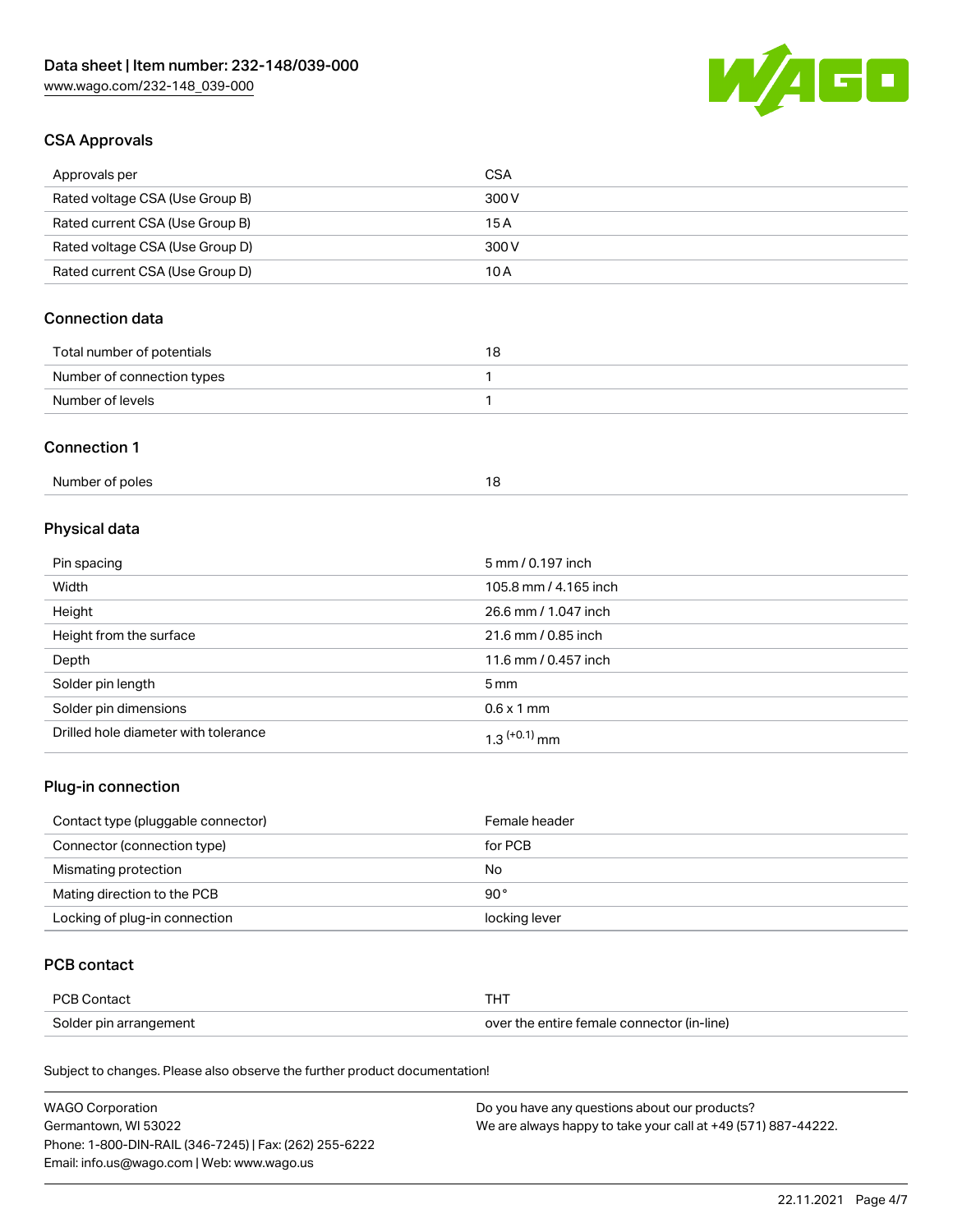## CSA Approvals

| Approvals per | CSA |
|---|---|
| Rated voltage CSA (Use Group B) | 300 V |
| Rated current CSA (Use Group B) | 15 A |
| Rated voltage CSA (Use Group D) | 300 V |
| Rated current CSA (Use Group D) | 10 A |

## Connection data

| Total number of potentials | 18 |
|---|---|
| Number of connection types | 1 |
| Number of levels | 1 |

## Connection 1

| Number of poles | 18 |
|---|---|

## Physical data

| Pin spacing | 5 mm / 0.197 inch |
|---|---|
| Width | 105.8 mm / 4.165 inch |
| Height | 26.6 mm / 1.047 inch |
| Height from the surface | 21.6 mm / 0.85 inch |
| Depth | 11.6 mm / 0.457 inch |
| Solder pin length | 5 mm |
| Solder pin dimensions | 0.6 x 1 mm |
| Drilled hole diameter with tolerance | $1.3^{(+0.1)}$ mm |

## Plug-in connection

| Contact type (pluggable connector) | Female header |
|---|---|
| Connector (connection type) | for PCB |
| Mismating protection | No |
| Mating direction to the PCB | 90 ° |
| Locking of plug-in connection | locking lever |

## PCB contact

| PCB Contact | THT |
|---|---|
| Solder pin arrangement | over the entire female connector (in-line) |

Subject to changes. Please also observe the further product documentation!

WAGO Corporation
Germantown, WI 53022
Phone: 1-800-DIN-RAIL (346-7245) | Fax: (262) 255-6222
Email: info.us@wago.com | Web: www.wago.us

Do you have any questions about our products?
We are always happy to take your call at +49 (571) 887-44222.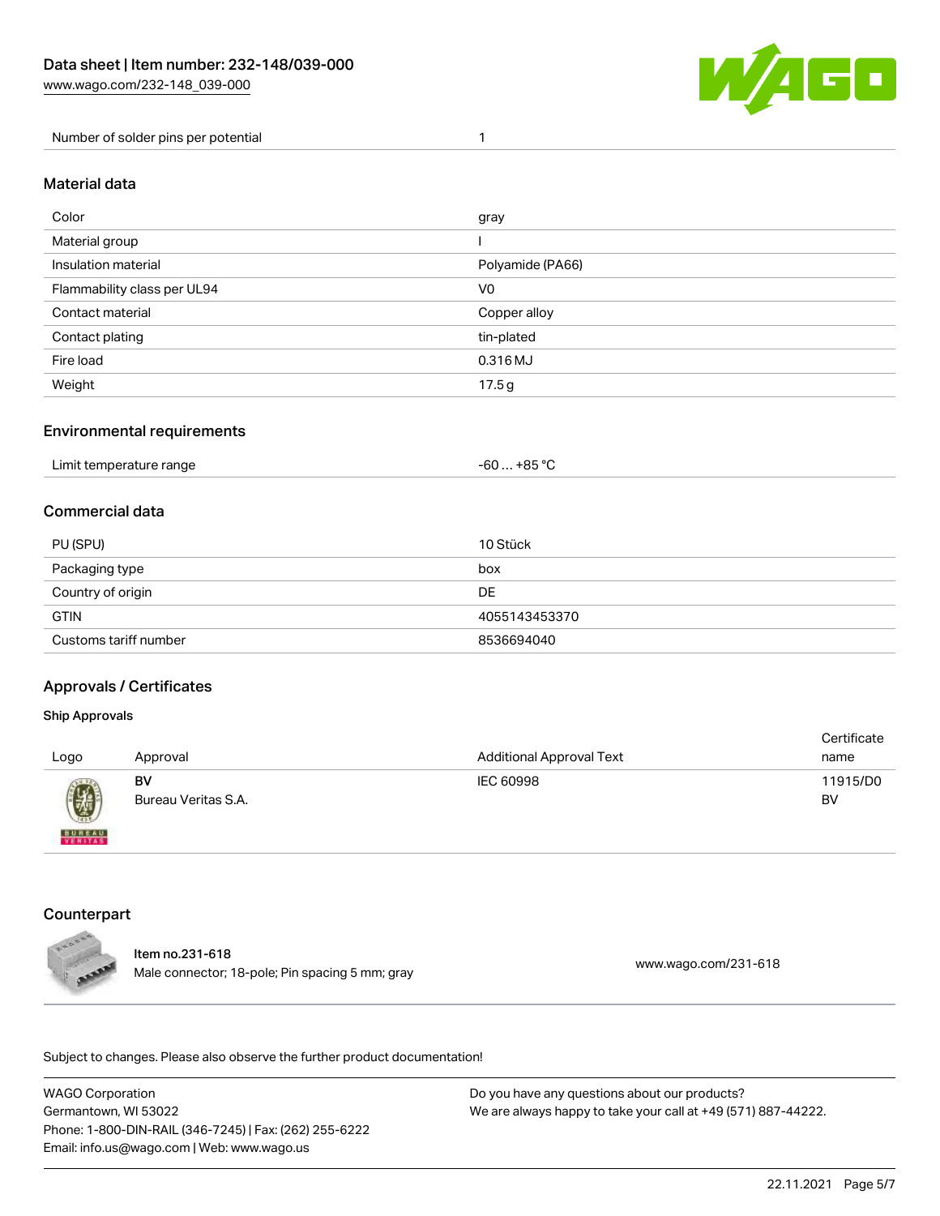| Number of solder pins per potential | 1 |
| --- | --- |

## Material data

| Color | gray |
| --- | --- |
| Material group | I |
| Insulation material | Polyamide (PA66) |
| Flammability class per UL94 | V0 |
| Contact material | Copper alloy |
| Contact plating | tin-plated |
| Fire load | 0.316 MJ |
| Weight | 17.5 g |

## Environmental requirements

| Limit temperature range | -60 … +85 °C |
| --- | --- |

## Commercial data

| PU (SPU) | 10 Stück |
| --- | --- |
| Packaging type | box |
| Country of origin | DE |
| GTIN | 4055143453370 |
| Customs tariff number | 8536694040 |

## Approvals / Certificates

### Ship Approvals

| Logo | Approval | Additional Approval Text | Certificate name |
| --- | --- | --- | --- |
| | **BV** Bureau Veritas S.A. | IEC 60998 | 11915/D0 BV |

## Counterpart

| Item no.231-618 Male connector; 18-pole; Pin spacing 5 mm; gray | www.wago.com/231-618 |
| --- | --- |

Subject to changes. Please also observe the further product documentation!

WAGO Corporation
Germantown, WI 53022
Phone: 1-800-DIN-RAIL (346-7245) | Fax: (262) 255-6222
Email: info.us@wago.com | Web: www.wago.us

Do you have any questions about our products?
We are always happy to take your call at +49 (571) 887-44222.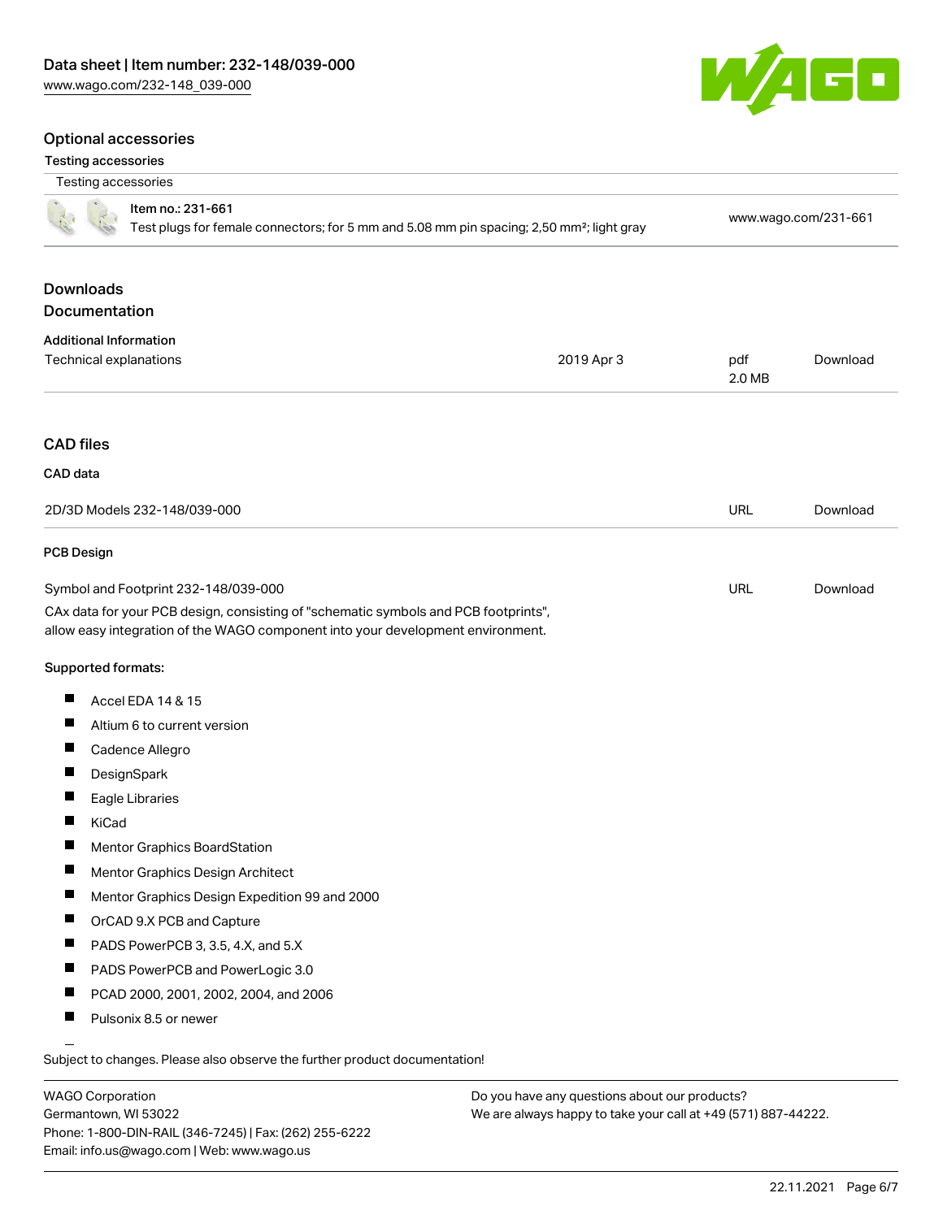## Optional accessories

### Testing accessories

| Testing accessories | |
|---|---|
| Item no.: 231-661<br>Test plugs for female connectors; for 5 mm and 5.08 mm pin spacing; 2,50 mm²; light gray | www.wago.com/231-661 |

## Downloads

### Documentation

**Additional Information**

| | | | |
|---|---|---|---|
| Technical explanations | 2019 Apr 3 | pdf<br>2.0 MB | Download |

## CAD files

### CAD data

| | | |
|---|---|---|
| 2D/3D Models 232-148/039-000 | URL | Download |

### PCB Design

| | | |
|---|---|---|
| Symbol and Footprint 232-148/039-000 | URL | Download |

CAx data for your PCB design, consisting of "schematic symbols and PCB footprints", allow easy integration of the WAGO component into your development environment.

**Supported formats:**

- Accel EDA 14 & 15
- Altium 6 to current version
- Cadence Allegro
- DesignSpark
- Eagle Libraries
- KiCad
- Mentor Graphics BoardStation
- Mentor Graphics Design Architect
- Mentor Graphics Design Expedition 99 and 2000
- OrCAD 9.X PCB and Capture
- PADS PowerPCB 3, 3.5, 4.X, and 5.X
- PADS PowerPCB and PowerLogic 3.0
- PCAD 2000, 2001, 2002, 2004, and 2006
- Pulsonix 8.5 or newer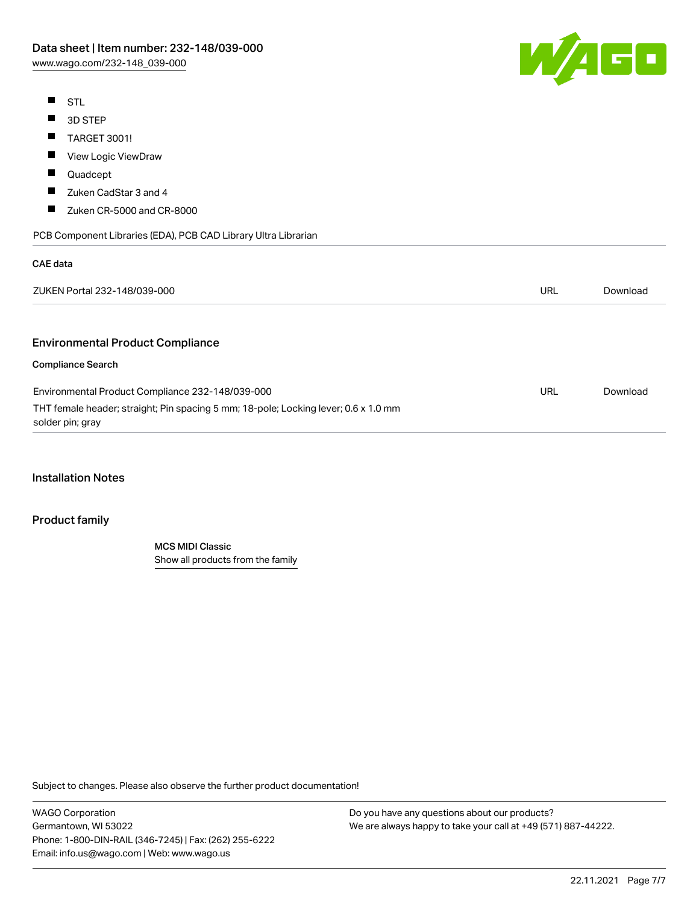- STL
- 3D STEP
- TARGET 3001!
- View Logic ViewDraw
- Quadcept
- Zuken CadStar 3 and 4
- Zuken CR-5000 and CR-8000

PCB Component Libraries (EDA), PCB CAD Library Ultra Librarian

**CAE data**

| | | |
|---|---|---|
| ZUKEN Portal 232-148/039-000 | URL | Download |

## Environmental Product Compliance

**Compliance Search**

| | | |
|---|---|---|
| Environmental Product Compliance 232-148/039-000<br>THT female header; straight; Pin spacing 5 mm; 18-pole; Locking lever; 0.6 x 1.0 mm solder pin; gray | URL | Download |

## Installation Notes

## Product family

MCS MIDI Classic
Show all products from the family

Subject to changes. Please also observe the further product documentation!

WAGO Corporation
Germantown, WI 53022
Phone: 1-800-DIN-RAIL (346-7245) | Fax: (262) 255-6222
Email: info.us@wago.com | Web: www.wago.us

Do you have any questions about our products?
We are always happy to take your call at +49 (571) 887-44222.